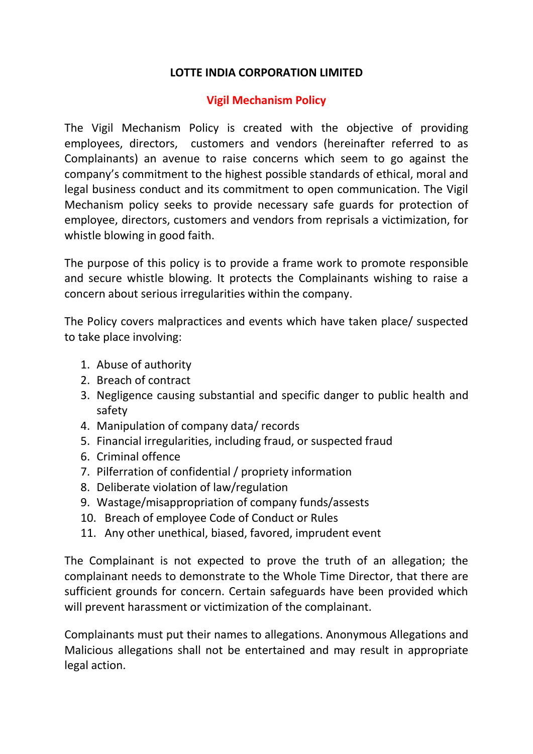# LOTTE INDIA CORPORATION LIMITED

## Vigil Mechanism Policy

The Vigil Mechanism Policy is created with the objective of providing employees, directors, customers and vendors (hereinafter referred to as Complainants) an avenue to raise concerns which seem to go against the company's commitment to the highest possible standards of ethical, moral and legal business conduct and its commitment to open communication. The Vigil Mechanism policy seeks to provide necessary safe guards for protection of employee, directors, customers and vendors from reprisals a victimization, for whistle blowing in good faith.

The purpose of this policy is to provide a frame work to promote responsible and secure whistle blowing. It protects the Complainants wishing to raise a concern about serious irregularities within the company.

The Policy covers malpractices and events which have taken place/ suspected to take place involving:

1. Abuse of authority
2. Breach of contract
3. Negligence causing substantial and specific danger to public health and safety
4. Manipulation of company data/ records
5. Financial irregularities, including fraud, or suspected fraud
6. Criminal offence
7. Pilferration of confidential / propriety information
8. Deliberate violation of law/regulation
9. Wastage/misappropriation of company funds/assests
10. Breach of employee Code of Conduct or Rules
11. Any other unethical, biased, favored, imprudent event

The Complainant is not expected to prove the truth of an allegation; the complainant needs to demonstrate to the Whole Time Director, that there are sufficient grounds for concern. Certain safeguards have been provided which will prevent harassment or victimization of the complainant.

Complainants must put their names to allegations. Anonymous Allegations and Malicious allegations shall not be entertained and may result in appropriate legal action.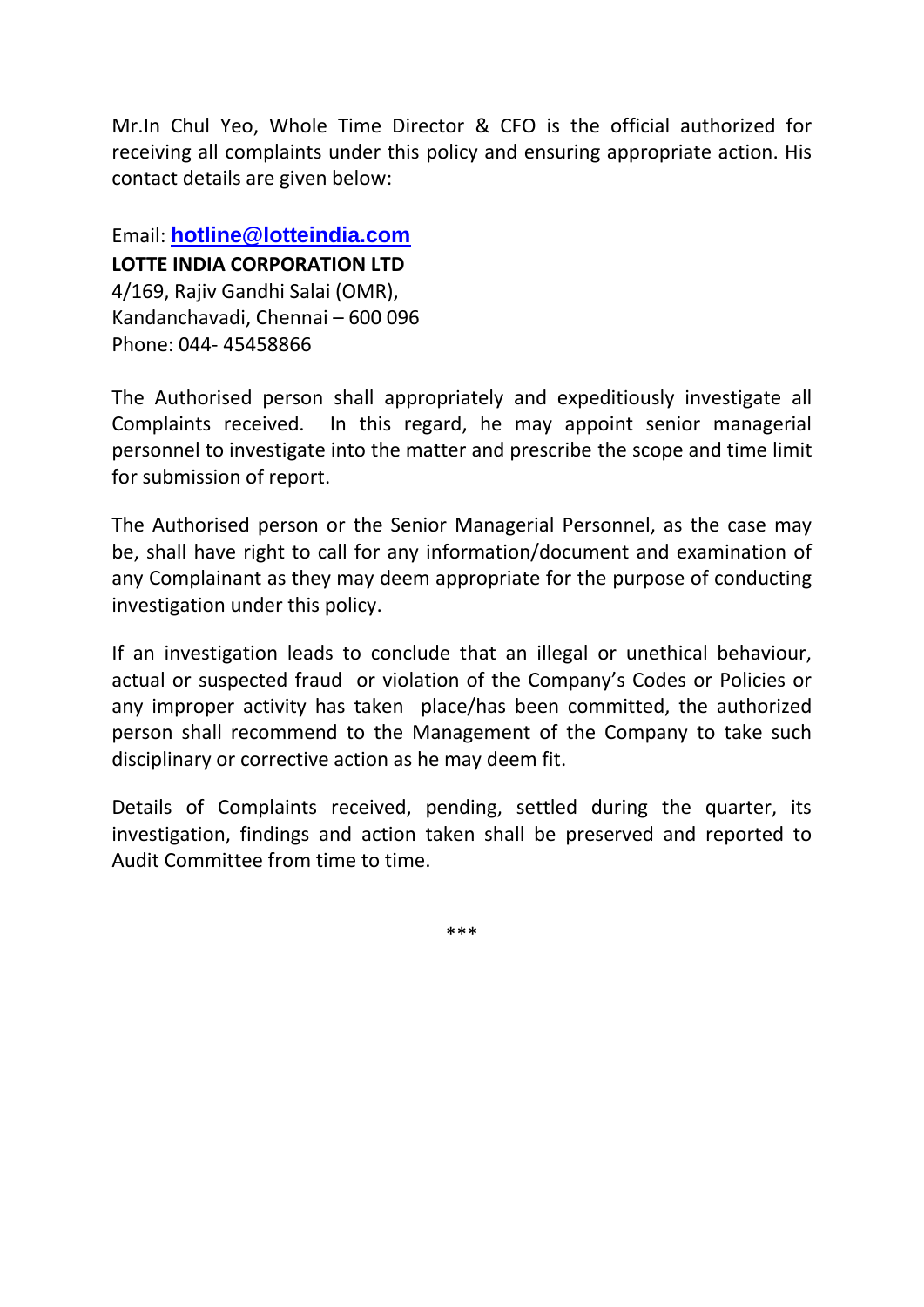Mr.In Chul Yeo, Whole Time Director & CFO is the official authorized for receiving all complaints under this policy and ensuring appropriate action. His contact details are given below:

Email: **hotline@lotteindia.com**
**LOTTE INDIA CORPORATION LTD**
4/169, Rajiv Gandhi Salai (OMR),
Kandanchavadi, Chennai – 600 096
Phone: 044- 45458866

The Authorised person shall appropriately and expeditiously investigate all Complaints received. In this regard, he may appoint senior managerial personnel to investigate into the matter and prescribe the scope and time limit for submission of report.

The Authorised person or the Senior Managerial Personnel, as the case may be, shall have right to call for any information/document and examination of any Complainant as they may deem appropriate for the purpose of conducting investigation under this policy.

If an investigation leads to conclude that an illegal or unethical behaviour, actual or suspected fraud or violation of the Company's Codes or Policies or any improper activity has taken place/has been committed, the authorized person shall recommend to the Management of the Company to take such disciplinary or corrective action as he may deem fit.

Details of Complaints received, pending, settled during the quarter, its investigation, findings and action taken shall be preserved and reported to Audit Committee from time to time.

***